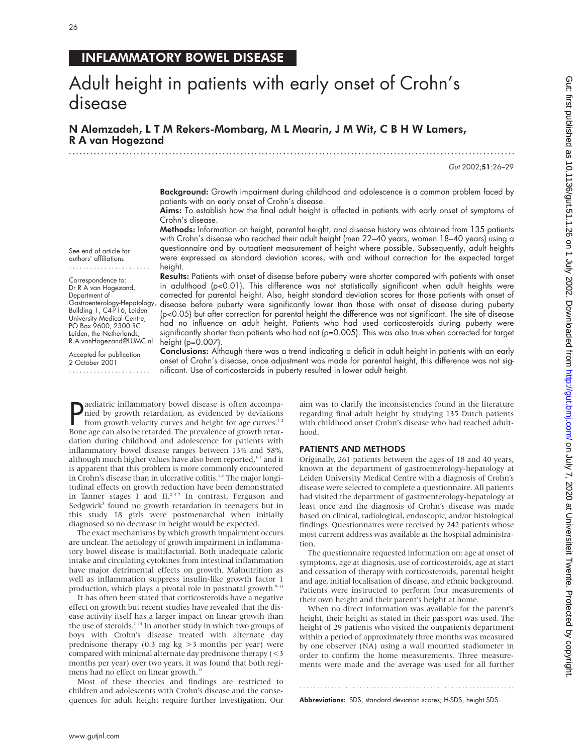INFLAMMATORY BOWEL DISEASE

# Adult height in patients with early onset of Crohn's disease

**N Alemzadeh, L T M Rekers-Mombarg, M L Mearin, J M Wit, C B H W Lamers, R A van Hogezand**

See end of article for authors' affiliations

Correspondence to: Dr R A van Hogezand, Department of Gastroenterology-Hepatology, Building 1, C4-P16, Leiden University Medical Centre, PO Box 9600, 2300 RC Leiden, the Netherlands; R.A.vanHogezand@LUMC.nl

Accepted for publication 2 October 2001

**Background:** Growth impairment during childhood and adolescence is a common problem faced by patients with an early onset of Crohn's disease.

**Aims:** To establish how the final adult height is affected in patients with early onset of symptoms of Crohn's disease.

**Methods:** Information on height, parental height, and disease history was obtained from 135 patients with Crohn's disease who reached their adult height (men 22–40 years, women 18–40 years) using a questionnaire and by outpatient measurement of height where possible. Subsequently, adult heights were expressed as standard deviation scores, with and without correction for the expected target height.

**Results:** Patients with onset of disease before puberty were shorter compared with patients with onset in adulthood ($p<0.01$). This difference was not statistically significant when adult heights were corrected for parental height. Also, height standard deviation scores for those patients with onset of disease before puberty were significantly lower than those with onset of disease during puberty ($p<0.05$) but after correction for parental height the difference was not significant. The site of disease had no influence on adult height. Patients who had used corticosteroids during puberty were significantly shorter than patients who had not ($p=0.005$). This was also true when corrected for target height ($p=0.007$).

**Conclusions:** Although there was a trend indicating a deficit in adult height in patients with an early onset of Crohn's disease, once adjustment was made for parental height, this difference was not significant. Use of corticosteroids in puberty resulted in lower adult height.

Paediatric inflammatory bowel disease is often accompanied by growth retardation, as evidenced by deviations from growth velocity curves and height for age curves.[1,2] Bone age can also be retarded. The prevalence of growth retardation during childhood and adolescence for patients with inflammatory bowel disease ranges between 13% and 58%, although much higher values have also been reported,[1–5] and it is apparent that this problem is more commonly encountered in Crohn's disease than in ulcerative colitis.[1–6] The major longitudinal effects on growth reduction have been demonstrated in Tanner stages I and II.[2,4,7] In contrast, Ferguson and Sedgwick[8] found no growth retardation in teenagers but in this study 18 girls were postmenarchal when initially diagnosed so no decrease in height would be expected.

The exact mechanisms by which growth impairment occurs are unclear. The aetiology of growth impairment in inflammatory bowel disease is multifactorial. Both inadequate caloric intake and circulating cytokines from intestinal inflammation have major detrimental effects on growth. Malnutrition as well as inflammation suppress insulin-like growth factor 1 production, which plays a pivotal role in postnatal growth.[9–13]

It has often been stated that corticosteroids have a negative effect on growth but recent studies have revealed that the disease activity itself has a larger impact on linear growth than the use of steroids.[1,14] In another study in which two groups of boys with Crohn's disease treated with alternate day prednisone therapy (0.3 mg kg >3 months per year) were compared with minimal alternate day prednisone therapy (<3 months per year) over two years, it was found that both regimens had no effect on linear growth.[15]

Most of these theories and findings are restricted to children and adolescents with Crohn's disease and the consequences for adult height require further investigation. Our aim was to clarify the inconsistencies found in the literature regarding final adult height by studying 135 Dutch patients with childhood onset Crohn's disease who had reached adulthood.

## PATIENTS AND METHODS

Originally, 261 patients between the ages of 18 and 40 years, known at the department of gastroenterology-hepatology at Leiden University Medical Centre with a diagnosis of Crohn's disease were selected to complete a questionnaire. All patients had visited the department of gastroenterology-hepatology at least once and the diagnosis of Crohn's disease was made based on clinical, radiological, endoscopic, and/or histological findings. Questionnaires were received by 242 patients whose most current address was available at the hospital administration.

The questionnaire requested information on: age at onset of symptoms, age at diagnosis, use of corticosteroids, age at start and cessation of therapy with corticosteroids, parental height and age, initial localisation of disease, and ethnic background. Patients were instructed to perform four measurements of their own height and their parent's height at home.

When no direct information was available for the parent's height, their height as stated in their passport was used. The height of 29 patients who visited the outpatients department within a period of approximately three months was measured by one observer (NA) using a wall mounted stadiometer in order to confirm the home measurements. Three measurements were made and the average was used for all further

**Abbreviations:** SDS, standard deviation scores; H-SDS, height SDS.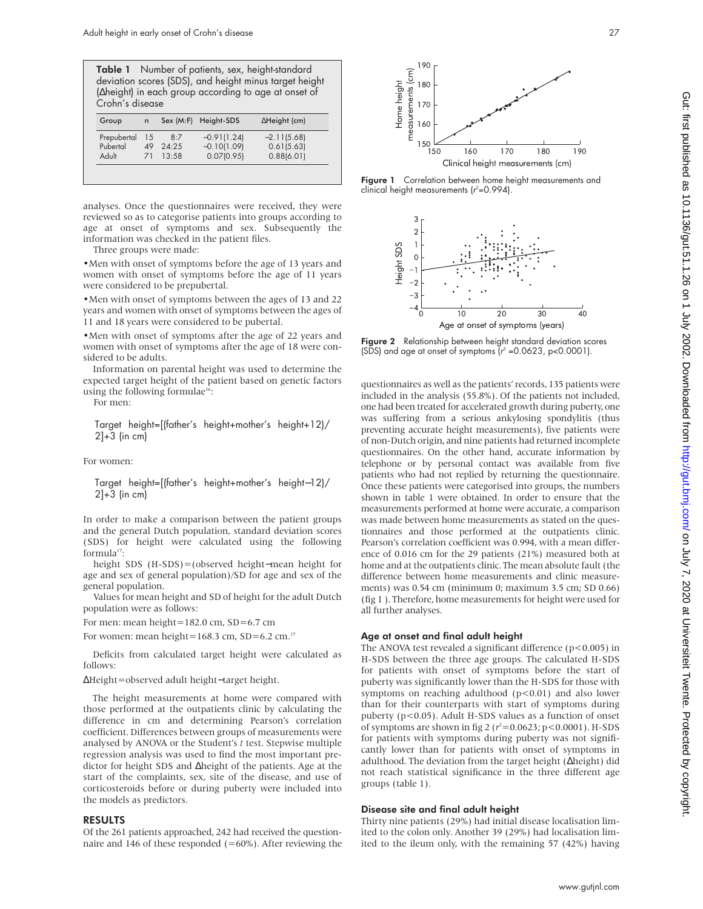**Table 1** Number of patients, sex, height-standard deviation scores (SDS), and height minus target height (Δheight) in each group according to age at onset of Crohn's disease

| Group | n | Sex (M:F) | Height-SDS | ΔHeight (cm) |
|---|---|---|---|---|
| Prepubertal | 15 | 8:7 | −0.91(1.24) | −2.11(5.68) |
| Pubertal | 49 | 24:25 | −0.10(1.09) | 0.61(5.63) |
| Adult | 71 | 13:58 | 0.07(0.95) | 0.88(6.01) |

analyses. Once the questionnaires were received, they were reviewed so as to categorise patients into groups according to age at onset of symptoms and sex. Subsequently the information was checked in the patient files.

Three groups were made:

- Men with onset of symptoms before the age of 13 years and women with onset of symptoms before the age of 11 years were considered to be prepubertal.
- Men with onset of symptoms between the ages of 13 and 22 years and women with onset of symptoms between the ages of 11 and 18 years were considered to be pubertal.
- Men with onset of symptoms after the age of 22 years and women with onset of symptoms after the age of 18 were considered to be adults.

Information on parental height was used to determine the expected target height of the patient based on genetic factors using the following formulae[16]:

For men:

Target height=[(father's height+mother's height+12)/2]+3 (in cm)

For women:

Target height=[(father's height+mother's height−12)/2]+3 (in cm)

In order to make a comparison between the patient groups and the general Dutch population, standard deviation scores (SDS) for height were calculated using the following formula[17]:

height SDS (H-SDS)=(observed height−mean height for age and sex of general population)/SD for age and sex of the general population.

Values for mean height and SD of height for the adult Dutch population were as follows:

For men: mean height=182.0 cm, SD=6.7 cm

For women: mean height=168.3 cm, SD=6.2 cm.[17]

Deficits from calculated target height were calculated as follows:

ΔHeight=observed adult height−target height.

The height measurements at home were compared with those performed at the outpatients clinic by calculating the difference in cm and determining Pearson's correlation coefficient. Differences between groups of measurements were analysed by ANOVA or the Student's *t* test. Stepwise multiple regression analysis was used to find the most important predictor for height SDS and Δheight of the patients. Age at the start of the complaints, sex, site of the disease, and use of corticosteroids before or during puberty were included into the models as predictors.

## RESULTS

Of the 261 patients approached, 242 had received the questionnaire and 146 of these responded (=60%). After reviewing the questionnaires as well as the patients' records, 135 patients were included in the analysis (55.8%). Of the patients not included, one had been treated for accelerated growth during puberty, one was suffering from a serious ankylosing spondylitis (thus preventing accurate height measurements), five patients were of non-Dutch origin, and nine patients had returned incomplete questionnaires. On the other hand, accurate information by telephone or by personal contact was available from five patients who had not replied by returning the questionnaire. Once these patients were categorised into groups, the numbers shown in table 1 were obtained. In order to ensure that the measurements performed at home were accurate, a comparison was made between home measurements as stated on the questionnaires and those performed at the outpatients clinic. Pearson's correlation coefficient was 0.994, with a mean difference of 0.016 cm for the 29 patients (21%) measured both at home and at the outpatients clinic. The mean absolute fault (the difference between home measurements and clinic measurements) was 0.54 cm (minimum 0; maximum 3.5 cm; SD 0.66) (fig 1). Therefore, home measurements for height were used for all further analyses.

**Figure 1** Correlation between home height measurements and clinical height measurements ($r^2$=0.994).

**Figure 2** Relationship between height standard deviation scores (SDS) and age at onset of symptoms ($r^2$ =0.0623, p<0.0001).

### Age at onset and final adult height

The ANOVA test revealed a significant difference ($p<0.005$) in H-SDS between the three age groups. The calculated H-SDS for patients with onset of symptoms before the start of puberty was significantly lower than the H-SDS for those with symptoms on reaching adulthood ($p<0.01$) and also lower than for their counterparts with start of symptoms during puberty ($p<0.05$). Adult H-SDS values as a function of onset of symptoms are shown in fig 2 ($r^2$=0.0623; $p<0.0001$). H-SDS for patients with symptoms during puberty was not significantly lower than for patients with onset of symptoms in adulthood. The deviation from the target height (Δheight) did not reach statistical significance in the three different age groups (table 1).

### Disease site and final adult height

Thirty nine patients (29%) had initial disease localisation limited to the colon only. Another 39 (29%) had localisation limited to the ileum only, with the remaining 57 (42%) having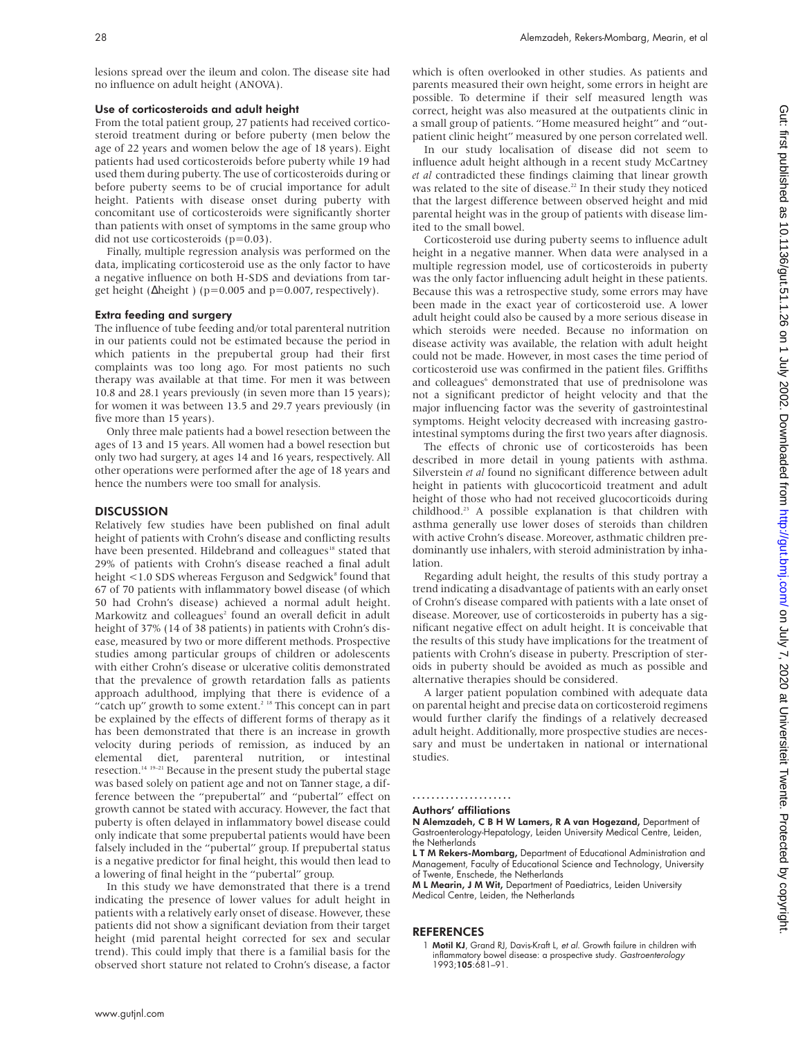lesions spread over the ileum and colon. The disease site had no influence on adult height (ANOVA).

### Use of corticosteroids and adult height

From the total patient group, 27 patients had received corticosteroid treatment during or before puberty (men below the age of 22 years and women below the age of 18 years). Eight patients had used corticosteroids before puberty while 19 had used them during puberty. The use of corticosteroids during or before puberty seems to be of crucial importance for adult height. Patients with disease onset during puberty with concomitant use of corticosteroids were significantly shorter than patients with onset of symptoms in the same group who did not use corticosteroids ($p=0.03$).

Finally, multiple regression analysis was performed on the data, implicating corticosteroid use as the only factor to have a negative influence on both H-SDS and deviations from target height (Δheight ) ($p=0.005$ and $p=0.007$, respectively).

### Extra feeding and surgery

The influence of tube feeding and/or total parenteral nutrition in our patients could not be estimated because the period in which patients in the prepubertal group had their first complaints was too long ago. For most patients no such therapy was available at that time. For men it was between 10.8 and 28.1 years previously (in seven more than 15 years); for women it was between 13.5 and 29.7 years previously (in five more than 15 years).

Only three male patients had a bowel resection between the ages of 13 and 15 years. All women had a bowel resection but only two had surgery, at ages 14 and 16 years, respectively. All other operations were performed after the age of 18 years and hence the numbers were too small for analysis.

## DISCUSSION

Relatively few studies have been published on final adult height of patients with Crohn's disease and conflicting results have been presented. Hildebrand and colleagues[18] stated that 29% of patients with Crohn's disease reached a final adult height <1.0 SDS whereas Ferguson and Sedgwick[8] found that 67 of 70 patients with inflammatory bowel disease (of which 50 had Crohn's disease) achieved a normal adult height. Markowitz and colleagues[2] found an overall deficit in adult height of 37% (14 of 38 patients) in patients with Crohn's disease, measured by two or more different methods. Prospective studies among particular groups of children or adolescents with either Crohn's disease or ulcerative colitis demonstrated that the prevalence of growth retardation falls as patients approach adulthood, implying that there is evidence of a "catch up" growth to some extent.[2 18] This concept can in part be explained by the effects of different forms of therapy as it has been demonstrated that there is an increase in growth velocity during periods of remission, as induced by an elemental diet, parenteral nutrition, or intestinal resection.[14 19–21] Because in the present study the pubertal stage was based solely on patient age and not on Tanner stage, a difference between the "prepubertal" and "pubertal" effect on growth cannot be stated with accuracy. However, the fact that puberty is often delayed in inflammatory bowel disease could only indicate that some prepubertal patients would have been falsely included in the "pubertal" group. If prepubertal status is a negative predictor for final height, this would then lead to a lowering of final height in the "pubertal" group.

In this study we have demonstrated that there is a trend indicating the presence of lower values for adult height in patients with a relatively early onset of disease. However, these patients did not show a significant deviation from their target height (mid parental height corrected for sex and secular trend). This could imply that there is a familial basis for the observed short stature not related to Crohn's disease, a factor which is often overlooked in other studies. As patients and parents measured their own height, some errors in height are possible. To determine if their self measured length was correct, height was also measured at the outpatients clinic in a small group of patients. "Home measured height" and "outpatient clinic height" measured by one person correlated well.

In our study localisation of disease did not seem to influence adult height although in a recent study McCartney *et al* contradicted these findings claiming that linear growth was related to the site of disease.[22] In their study they noticed that the largest difference between observed height and mid parental height was in the group of patients with disease limited to the small bowel.

Corticosteroid use during puberty seems to influence adult height in a negative manner. When data were analysed in a multiple regression model, use of corticosteroids in puberty was the only factor influencing adult height in these patients. Because this was a retrospective study, some errors may have been made in the exact year of corticosteroid use. A lower adult height could also be caused by a more serious disease in which steroids were needed. Because no information on disease activity was available, the relation with adult height could not be made. However, in most cases the time period of corticosteroid use was confirmed in the patient files. Griffiths and colleagues[6] demonstrated that use of prednisolone was not a significant predictor of height velocity and that the major influencing factor was the severity of gastrointestinal symptoms. Height velocity decreased with increasing gastrointestinal symptoms during the first two years after diagnosis.

The effects of chronic use of corticosteroids has been described in more detail in young patients with asthma. Silverstein *et al* found no significant difference between adult height in patients with glucocorticoid treatment and adult height of those who had not received glucocorticoids during childhood.[23] A possible explanation is that children with asthma generally use lower doses of steroids than children with active Crohn's disease. Moreover, asthmatic children predominantly use inhalers, with steroid administration by inhalation.

Regarding adult height, the results of this study portray a trend indicating a disadvantage of patients with an early onset of Crohn's disease compared with patients with a late onset of disease. Moreover, use of corticosteroids in puberty has a significant negative effect on adult height. It is conceivable that the results of this study have implications for the treatment of patients with Crohn's disease in puberty. Prescription of steroids in puberty should be avoided as much as possible and alternative therapies should be considered.

A larger patient population combined with adequate data on parental height and precise data on corticosteroid regimens would further clarify the findings of a relatively decreased adult height. Additionally, more prospective studies are necessary and must be undertaken in national or international studies.

.....................

### Authors' affiliations

**N Alemzadeh, C B H W Lamers, R A van Hogezand,** Department of Gastroenterology-Hepatology, Leiden University Medical Centre, Leiden, the Netherlands

**L T M Rekers-Mombarg,** Department of Educational Administration and Management, Faculty of Educational Science and Technology, University of Twente, Enschede, the Netherlands

**M L Mearin, J M Wit,** Department of Paediatrics, Leiden University Medical Centre, Leiden, the Netherlands

## REFERENCES

1 **Motil KJ**, Grand RJ, Davis-Kraft L, *et al*. Growth failure in children with inflammatory bowel disease: a prospective study. *Gastroenterology* 1993;**105**:681–91.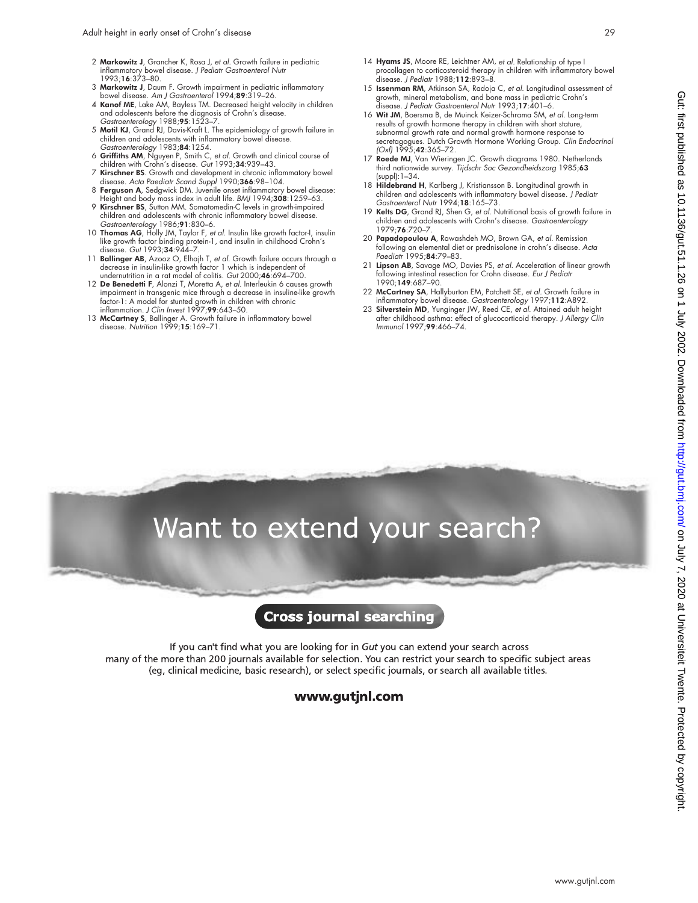2 **Markowitz J**, Grancher K, Rosa J, *et al*. Growth failure in pediatric inflammatory bowel disease. *J Pediatr Gastroenterol Nutr* 1993;**16**:373–80.

3 **Markowitz J**, Daum F. Growth impairment in pediatric inflammatory bowel disease. *Am J Gastroenterol* 1994;**89**:319–26.

4 **Kanof ME**, Lake AM, Bayless TM. Decreased height velocity in children and adolescents before the diagnosis of Crohn's disease. *Gastroenterology* 1988;**95**:1523–7.

5 **Motil KJ**, Grand RJ, Davis-Kraft L. The epidemiology of growth failure in children and adolescents with inflammatory bowel disease. *Gastroenterology* 1983;**84**:1254.

6 **Griffiths AM**, Nguyen P, Smith C, *et al*. Growth and clinical course of children with Crohn's disease. *Gut* 1993;**34**:939–43.

7 **Kirschner BS**. Growth and development in chronic inflammatory bowel disease. *Acta Paediatr Scand Suppl* 1990;**366**:98–104.

8 **Ferguson A**, Sedgwick DM. Juvenile onset inflammatory bowel disease: Height and body mass index in adult life. *BMJ* 1994;**308**:1259–63.

9 **Kirschner BS**, Sutton MM. Somatomedin-C levels in growth-impaired children and adolescents with chronic inflammatory bowel disease. *Gastroenterology* 1986;**91**:830–6.

10 **Thomas AG**, Holly JM, Taylor F, *et al*. Insulin like growth factor-I, insulin like growth factor binding protein-1, and insulin in childhood Crohn's disease. *Gut* 1993;**34**:944–7.

11 **Ballinger AB**, Azooz O, Elhajh T, *et al*. Growth failure occurs through a decrease in insulin-like growth factor 1 which is independent of undernutrition in a rat model of colitis. *Gut* 2000;**46**:694–700.

12 **De Benedetti F**, Alonzi T, Moretta A, *et al*. Interleukin 6 causes growth impairment in transgenic mice through a decrease in insuline-like growth factor-1: A model for stunted growth in children with chronic inflammation. *J Clin Invest* 1997;**99**:643–50.

13 **McCartney S**, Ballinger A. Growth failure in inflammatory bowel disease. *Nutrition* 1999;**15**:169–71.

14 **Hyams JS**, Moore RE, Leichtner AM, *et al*. Relationship of type I procollagen to corticosteroid therapy in children with inflammatory bowel disease. *J Pediatr* 1988;**112**:893–8.

15 **Issenman RM**, Atkinson SA, Radoja C, *et al*. Longitudinal assessment of growth, mineral metabolism, and bone mass in pediatric Crohn's disease. *J Pediatr Gastroenterol Nutr* 1993;**17**:401–6.

16 **Wit JM**, Boersma B, de Muinck Keizer-Schrama SM, *et al*. Long-term results of growth hormone therapy in children with short stature, subnormal growth rate and normal growth hormone response to secretagogues. Dutch Growth Hormone Working Group. *Clin Endocrinol (Oxf)* 1995;**42**:365–72.

17 **Roede MJ**, Van Wieringen JC. Growth diagrams 1980. Netherlands third nationwide survey. *Tijdschr Soc Gezondheidszorg* 1985;**63** (suppl):1–34.

18 **Hildebrand H**, Karlberg J, Kristiansson B. Longitudinal growth in children and adolescents with inflammatory bowel disease. *J Pediatr Gastroenterol Nutr* 1994;**18**:165–73.

19 **Kelts DG**, Grand RJ, Shen G, *et al*. Nutritional basis of growth failure in children and adolescents with Crohn's disease. *Gastroenterology* 1979;**76**:720–7.

20 **Papadopoulou A**, Rawashdeh MO, Brown GA, *et al*. Remission following an elemental diet or prednisolone in crohn's disease. *Acta Paediatr* 1995;**84**:79–83.

21 **Lipson AB**, Savage MO, Davies PS, *et al*. Acceleration of linear growth following intestinal resection for Crohn disease. *Eur J Pediatr* 1990;**149**:687–90.

22 **McCartney SA**, Hallyburton EM, Patchett SE, *et al*. Growth failure in inflammatory bowel disease. *Gastroenterology* 1997;**112**:A892.

23 **Silverstein MD**, Yunginger JW, Reed CE, *et al*. Attained adult height after childhood asthma: effect of glucocorticoid therapy. *J Allergy Clin Immunol* 1997;**99**:466–74.

Want to extend your search?

**Cross journal searching**

If you can't find what you are looking for in *Gut* you can extend your search across many of the more than 200 journals available for selection. You can restrict your search to specific subject areas (eg, clinical medicine, basic research), or select specific journals, or search all available titles.

**www.gutjnl.com**